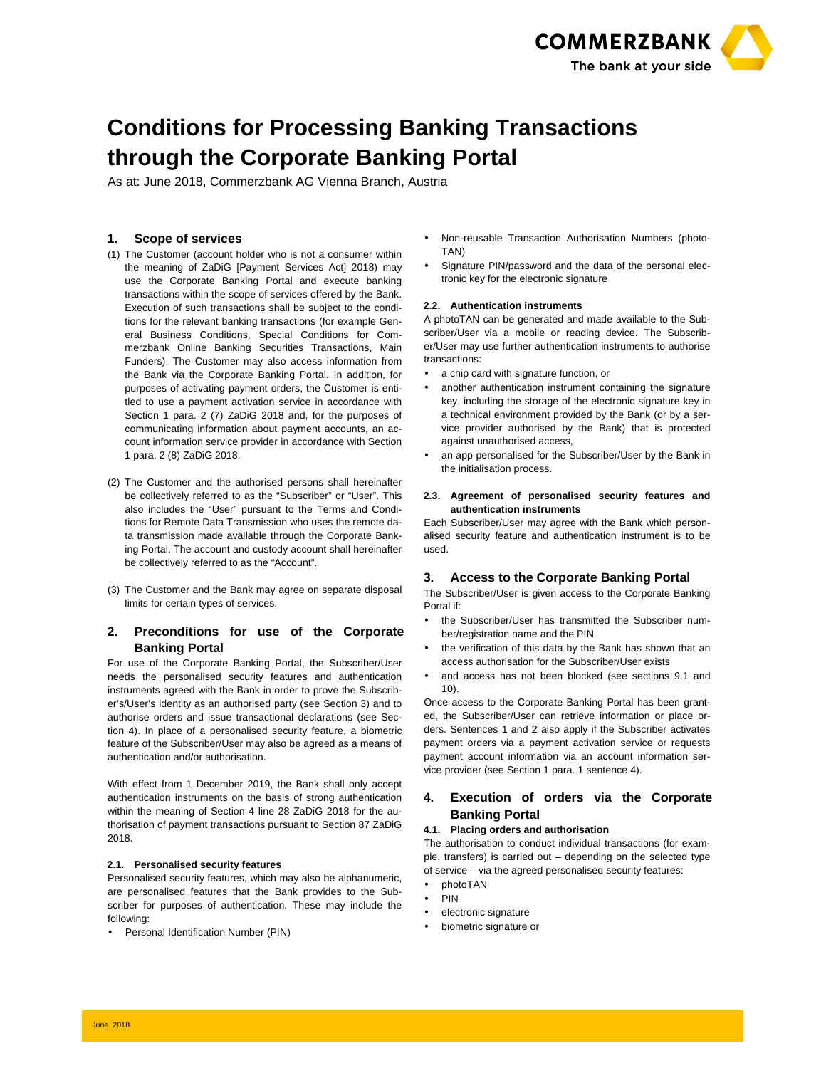# Conditions for Processing Banking Transactions through the Corporate Banking Portal

As at: June 2018, Commerzbank AG Vienna Branch, Austria

## 1. Scope of services

(1) The Customer (account holder who is not a consumer within the meaning of ZaDiG [Payment Services Act] 2018) may use the Corporate Banking Portal and execute banking transactions within the scope of services offered by the Bank. Execution of such transactions shall be subject to the conditions for the relevant banking transactions (for example General Business Conditions, Special Conditions for Commerzbank Online Banking Securities Transactions, Main Funders). The Customer may also access information from the Bank via the Corporate Banking Portal. In addition, for purposes of activating payment orders, the Customer is entitled to use a payment activation service in accordance with Section 1 para. 2 (7) ZaDiG 2018 and, for the purposes of communicating information about payment accounts, an account information service provider in accordance with Section 1 para. 2 (8) ZaDiG 2018.

(2) The Customer and the authorised persons shall hereinafter be collectively referred to as the "Subscriber" or "User". This also includes the "User" pursuant to the Terms and Conditions for Remote Data Transmission who uses the remote data transmission made available through the Corporate Banking Portal. The account and custody account shall hereinafter be collectively referred to as the "Account".

(3) The Customer and the Bank may agree on separate disposal limits for certain types of services.

## 2. Preconditions for use of the Corporate Banking Portal

For use of the Corporate Banking Portal, the Subscriber/User needs the personalised security features and authentication instruments agreed with the Bank in order to prove the Subscriber's/User's identity as an authorised party (see Section 3) and to authorise orders and issue transactional declarations (see Section 4). In place of a personalised security feature, a biometric feature of the Subscriber/User may also be agreed as a means of authentication and/or authorisation.

With effect from 1 December 2019, the Bank shall only accept authentication instruments on the basis of strong authentication within the meaning of Section 4 line 28 ZaDiG 2018 for the authorisation of payment transactions pursuant to Section 87 ZaDiG 2018.

#### 2.1. Personalised security features

Personalised security features, which may also be alphanumeric, are personalised features that the Bank provides to the Subscriber for purposes of authentication. These may include the following:

- Personal Identification Number (PIN)
- Non-reusable Transaction Authorisation Numbers (photoTAN)
- Signature PIN/password and the data of the personal electronic key for the electronic signature

#### 2.2. Authentication instruments

A photoTAN can be generated and made available to the Subscriber/User via a mobile or reading device. The Subscriber/User may use further authentication instruments to authorise transactions:

- a chip card with signature function, or
- another authentication instrument containing the signature key, including the storage of the electronic signature key in a technical environment provided by the Bank (or by a service provider authorised by the Bank) that is protected against unauthorised access,
- an app personalised for the Subscriber/User by the Bank in the initialisation process.

#### 2.3. Agreement of personalised security features and authentication instruments

Each Subscriber/User may agree with the Bank which personalised security feature and authentication instrument is to be used.

## 3. Access to the Corporate Banking Portal

The Subscriber/User is given access to the Corporate Banking Portal if:

- the Subscriber/User has transmitted the Subscriber number/registration name and the PIN
- the verification of this data by the Bank has shown that an access authorisation for the Subscriber/User exists
- and access has not been blocked (see sections 9.1 and 10).

Once access to the Corporate Banking Portal has been granted, the Subscriber/User can retrieve information or place orders. Sentences 1 and 2 also apply if the Subscriber activates payment orders via a payment activation service or requests payment account information via an account information service provider (see Section 1 para. 1 sentence 4).

## 4. Execution of orders via the Corporate Banking Portal

#### 4.1. Placing orders and authorisation

The authorisation to conduct individual transactions (for example, transfers) is carried out – depending on the selected type of service – via the agreed personalised security features:

- photoTAN
- PIN
- electronic signature
- biometric signature or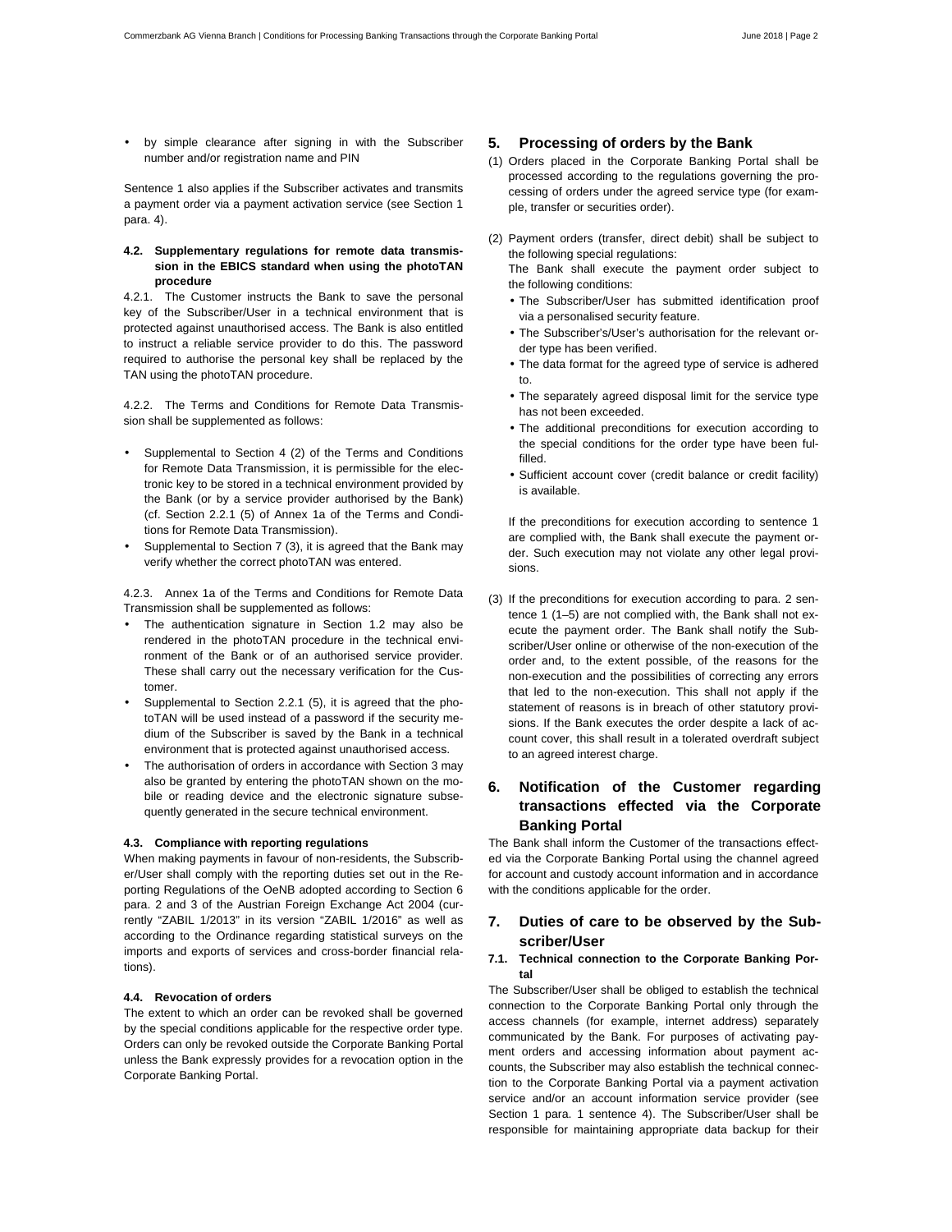- by simple clearance after signing in with the Subscriber number and/or registration name and PIN

Sentence 1 also applies if the Subscriber activates and transmits a payment order via a payment activation service (see Section 1 para. 4).

#### 4.2. Supplementary regulations for remote data transmission in the EBICS standard when using the photoTAN procedure

4.2.1. The Customer instructs the Bank to save the personal key of the Subscriber/User in a technical environment that is protected against unauthorised access. The Bank is also entitled to instruct a reliable service provider to do this. The password required to authorise the personal key shall be replaced by the TAN using the photoTAN procedure.

4.2.2. The Terms and Conditions for Remote Data Transmission shall be supplemented as follows:

- Supplemental to Section 4 (2) of the Terms and Conditions for Remote Data Transmission, it is permissible for the electronic key to be stored in a technical environment provided by the Bank (or by a service provider authorised by the Bank) (cf. Section 2.2.1 (5) of Annex 1a of the Terms and Conditions for Remote Data Transmission).
- Supplemental to Section 7 (3), it is agreed that the Bank may verify whether the correct photoTAN was entered.

4.2.3. Annex 1a of the Terms and Conditions for Remote Data Transmission shall be supplemented as follows:

- The authentication signature in Section 1.2 may also be rendered in the photoTAN procedure in the technical environment of the Bank or of an authorised service provider. These shall carry out the necessary verification for the Customer.
- Supplemental to Section 2.2.1 (5), it is agreed that the photoTAN will be used instead of a password if the security medium of the Subscriber is saved by the Bank in a technical environment that is protected against unauthorised access.
- The authorisation of orders in accordance with Section 3 may also be granted by entering the photoTAN shown on the mobile or reading device and the electronic signature subsequently generated in the secure technical environment.

#### 4.3. Compliance with reporting regulations

When making payments in favour of non-residents, the Subscriber/User shall comply with the reporting duties set out in the Reporting Regulations of the OeNB adopted according to Section 6 para. 2 and 3 of the Austrian Foreign Exchange Act 2004 (currently “ZABIL 1/2013” in its version “ZABIL 1/2016” as well as according to the Ordinance regarding statistical surveys on the imports and exports of services and cross-border financial relations).

#### 4.4. Revocation of orders

The extent to which an order can be revoked shall be governed by the special conditions applicable for the respective order type. Orders can only be revoked outside the Corporate Banking Portal unless the Bank expressly provides for a revocation option in the Corporate Banking Portal.

## 5. Processing of orders by the Bank

(1) Orders placed in the Corporate Banking Portal shall be processed according to the regulations governing the processing of orders under the agreed service type (for example, transfer or securities order).

(2) Payment orders (transfer, direct debit) shall be subject to the following special regulations:
The Bank shall execute the payment order subject to the following conditions:

- The Subscriber/User has submitted identification proof via a personalised security feature.
- The Subscriber’s/User’s authorisation for the relevant order type has been verified.
- The data format for the agreed type of service is adhered to.
- The separately agreed disposal limit for the service type has not been exceeded.
- The additional preconditions for execution according to the special conditions for the order type have been fulfilled.
- Sufficient account cover (credit balance or credit facility) is available.

If the preconditions for execution according to sentence 1 are complied with, the Bank shall execute the payment order. Such execution may not violate any other legal provisions.

(3) If the preconditions for execution according to para. 2 sentence 1 (1–5) are not complied with, the Bank shall not execute the payment order. The Bank shall notify the Subscriber/User online or otherwise of the non-execution of the order and, to the extent possible, of the reasons for the non-execution and the possibilities of correcting any errors that led to the non-execution. This shall not apply if the statement of reasons is in breach of other statutory provisions. If the Bank executes the order despite a lack of account cover, this shall result in a tolerated overdraft subject to an agreed interest charge.

## 6. Notification of the Customer regarding transactions effected via the Corporate Banking Portal

The Bank shall inform the Customer of the transactions effected via the Corporate Banking Portal using the channel agreed for account and custody account information and in accordance with the conditions applicable for the order.

## 7. Duties of care to be observed by the Subscriber/User

#### 7.1. Technical connection to the Corporate Banking Portal

The Subscriber/User shall be obliged to establish the technical connection to the Corporate Banking Portal only through the access channels (for example, internet address) separately communicated by the Bank. For purposes of activating payment orders and accessing information about payment accounts, the Subscriber may also establish the technical connection to the Corporate Banking Portal via a payment activation service and/or an account information service provider (see Section 1 para. 1 sentence 4). The Subscriber/User shall be responsible for maintaining appropriate data backup for their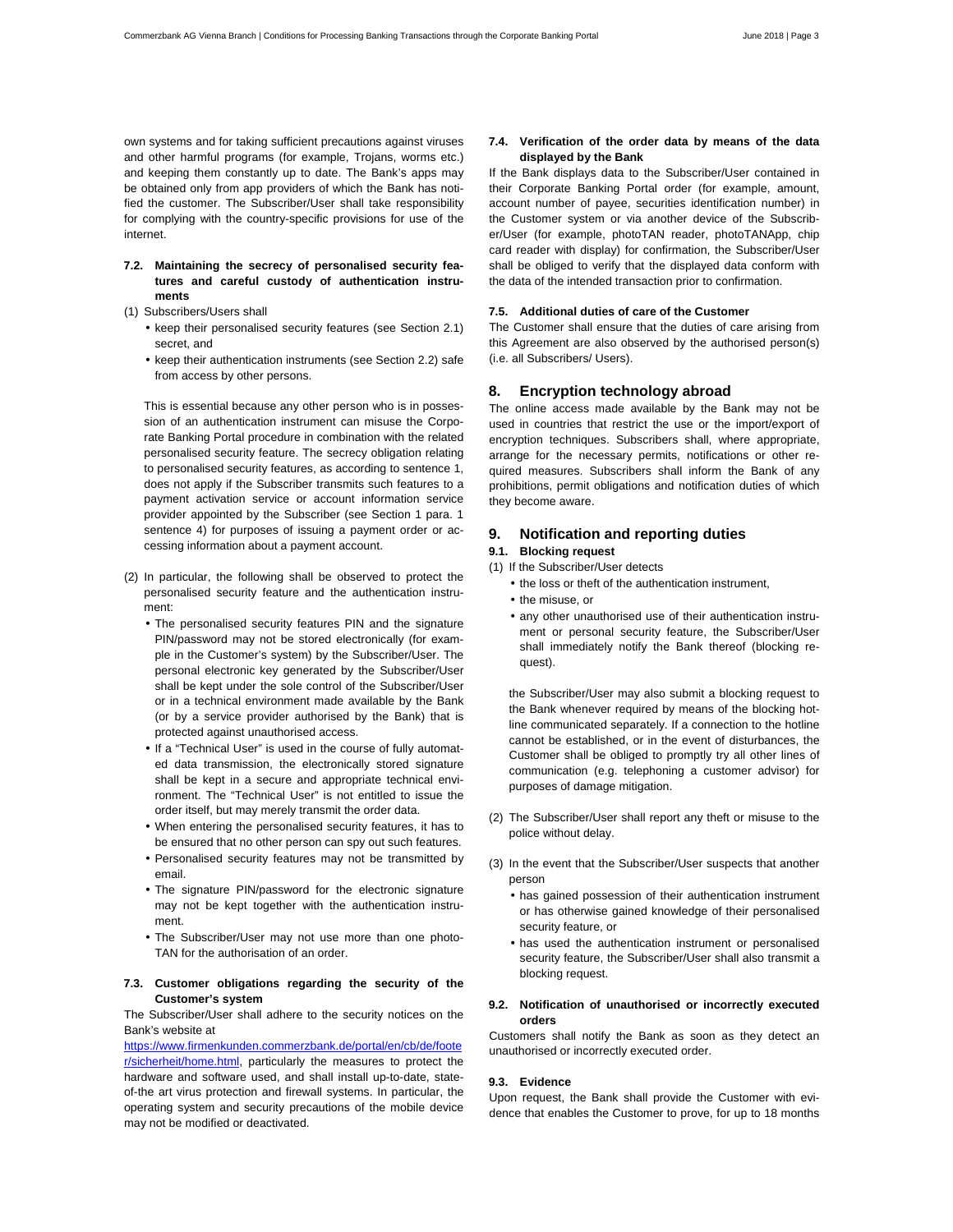own systems and for taking sufficient precautions against viruses and other harmful programs (for example, Trojans, worms etc.) and keeping them constantly up to date. The Bank's apps may be obtained only from app providers of which the Bank has notified the customer. The Subscriber/User shall take responsibility for complying with the country-specific provisions for use of the internet.

### 7.2. Maintaining the secrecy of personalised security features and careful custody of authentication instruments

(1) Subscribers/Users shall

- keep their personalised security features (see Section 2.1) secret, and
- keep their authentication instruments (see Section 2.2) safe from access by other persons.

This is essential because any other person who is in possession of an authentication instrument can misuse the Corporate Banking Portal procedure in combination with the related personalised security feature. The secrecy obligation relating to personalised security features, as according to sentence 1, does not apply if the Subscriber transmits such features to a payment activation service or account information service provider appointed by the Subscriber (see Section 1 para. 1 sentence 4) for purposes of issuing a payment order or accessing information about a payment account.

(2) In particular, the following shall be observed to protect the personalised security feature and the authentication instrument:

- The personalised security features PIN and the signature PIN/password may not be stored electronically (for example in the Customer's system) by the Subscriber/User. The personal electronic key generated by the Subscriber/User shall be kept under the sole control of the Subscriber/User or in a technical environment made available by the Bank (or by a service provider authorised by the Bank) that is protected against unauthorised access.
- If a "Technical User" is used in the course of fully automated data transmission, the electronically stored signature shall be kept in a secure and appropriate technical environment. The "Technical User" is not entitled to issue the order itself, but may merely transmit the order data.
- When entering the personalised security features, it has to be ensured that no other person can spy out such features.
- Personalised security features may not be transmitted by email.
- The signature PIN/password for the electronic signature may not be kept together with the authentication instrument.
- The Subscriber/User may not use more than one photoTAN for the authorisation of an order.

### 7.3. Customer obligations regarding the security of the Customer's system

The Subscriber/User shall adhere to the security notices on the Bank's website at https://www.firmenkunden.commerzbank.de/portal/en/cb/de/footer/sicherheit/home.html, particularly the measures to protect the hardware and software used, and shall install up-to-date, state-of-the art virus protection and firewall systems. In particular, the operating system and security precautions of the mobile device may not be modified or deactivated.

### 7.4. Verification of the order data by means of the data displayed by the Bank

If the Bank displays data to the Subscriber/User contained in their Corporate Banking Portal order (for example, amount, account number of payee, securities identification number) in the Customer system or via another device of the Subscriber/User (for example, photoTAN reader, photoTANApp, chip card reader with display) for confirmation, the Subscriber/User shall be obliged to verify that the displayed data conform with the data of the intended transaction prior to confirmation.

### 7.5. Additional duties of care of the Customer

The Customer shall ensure that the duties of care arising from this Agreement are also observed by the authorised person(s) (i.e. all Subscribers/ Users).

## 8. Encryption technology abroad

The online access made available by the Bank may not be used in countries that restrict the use or the import/export of encryption techniques. Subscribers shall, where appropriate, arrange for the necessary permits, notifications or other required measures. Subscribers shall inform the Bank of any prohibitions, permit obligations and notification duties of which they become aware.

## 9. Notification and reporting duties

### 9.1. Blocking request

(1) If the Subscriber/User detects

- the loss or theft of the authentication instrument,
- the misuse, or
- any other unauthorised use of their authentication instrument or personal security feature, the Subscriber/User shall immediately notify the Bank thereof (blocking request).

the Subscriber/User may also submit a blocking request to the Bank whenever required by means of the blocking hotline communicated separately. If a connection to the hotline cannot be established, or in the event of disturbances, the Customer shall be obliged to promptly try all other lines of communication (e.g. telephoning a customer advisor) for purposes of damage mitigation.

(2) The Subscriber/User shall report any theft or misuse to the police without delay.

(3) In the event that the Subscriber/User suspects that another person

- has gained possession of their authentication instrument or has otherwise gained knowledge of their personalised security feature, or
- has used the authentication instrument or personalised security feature, the Subscriber/User shall also transmit a blocking request.

### 9.2. Notification of unauthorised or incorrectly executed orders

Customers shall notify the Bank as soon as they detect an unauthorised or incorrectly executed order.

### 9.3. Evidence

Upon request, the Bank shall provide the Customer with evidence that enables the Customer to prove, for up to 18 months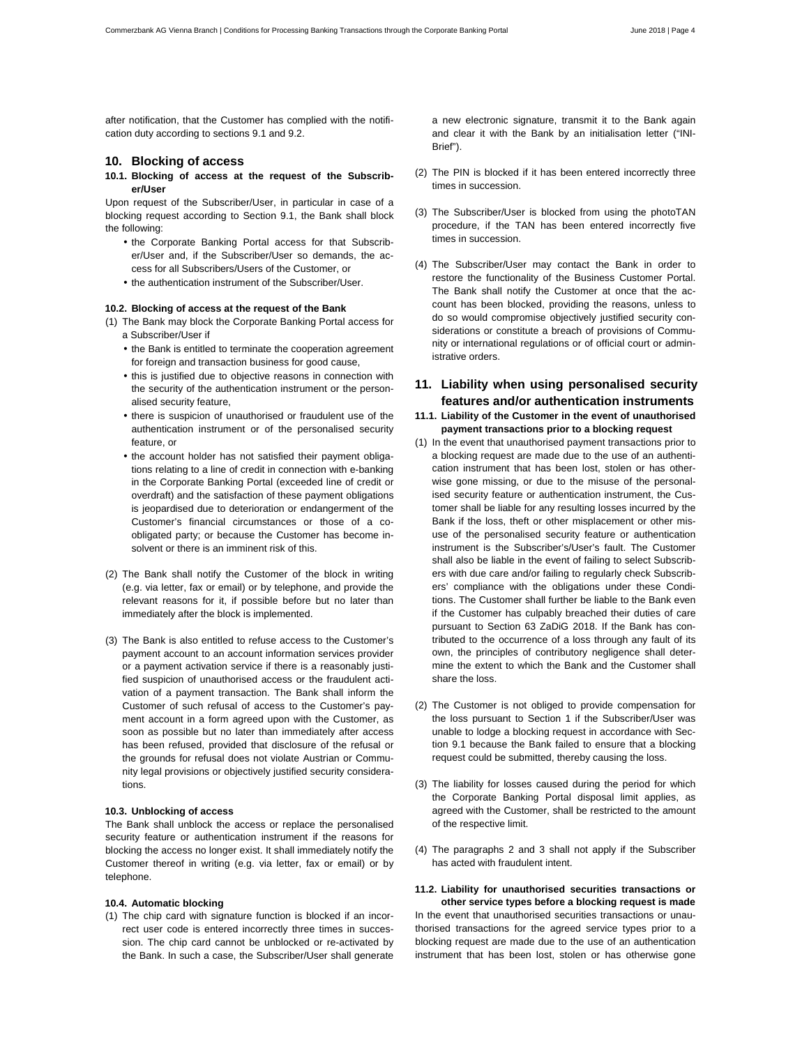after notification, that the Customer has complied with the notification duty according to sections 9.1 and 9.2.

## 10. Blocking of access

### 10.1. Blocking of access at the request of the Subscriber/User

Upon request of the Subscriber/User, in particular in case of a blocking request according to Section 9.1, the Bank shall block the following:

- the Corporate Banking Portal access for that Subscriber/User and, if the Subscriber/User so demands, the access for all Subscribers/Users of the Customer, or
- the authentication instrument of the Subscriber/User.

### 10.2. Blocking of access at the request of the Bank

(1) The Bank may block the Corporate Banking Portal access for a Subscriber/User if

- the Bank is entitled to terminate the cooperation agreement for foreign and transaction business for good cause,
- this is justified due to objective reasons in connection with the security of the authentication instrument or the personalised security feature,
- there is suspicion of unauthorised or fraudulent use of the authentication instrument or of the personalised security feature, or
- the account holder has not satisfied their payment obligations relating to a line of credit in connection with e-banking in the Corporate Banking Portal (exceeded line of credit or overdraft) and the satisfaction of these payment obligations is jeopardised due to deterioration or endangerment of the Customer's financial circumstances or those of a co-obligated party; or because the Customer has become insolvent or there is an imminent risk of this.

(2) The Bank shall notify the Customer of the block in writing (e.g. via letter, fax or email) or by telephone, and provide the relevant reasons for it, if possible before but no later than immediately after the block is implemented.

(3) The Bank is also entitled to refuse access to the Customer's payment account to an account information services provider or a payment activation service if there is a reasonably justified suspicion of unauthorised access or the fraudulent activation of a payment transaction. The Bank shall inform the Customer of such refusal of access to the Customer's payment account in a form agreed upon with the Customer, as soon as possible but no later than immediately after access has been refused, provided that disclosure of the refusal or the grounds for refusal does not violate Austrian or Community legal provisions or objectively justified security considerations.

### 10.3. Unblocking of access

The Bank shall unblock the access or replace the personalised security feature or authentication instrument if the reasons for blocking the access no longer exist. It shall immediately notify the Customer thereof in writing (e.g. via letter, fax or email) or by telephone.

### 10.4. Automatic blocking

(1) The chip card with signature function is blocked if an incorrect user code is entered incorrectly three times in succession. The chip card cannot be unblocked or re-activated by the Bank. In such a case, the Subscriber/User shall generate a new electronic signature, transmit it to the Bank again and clear it with the Bank by an initialisation letter ("INI-Brief").

(2) The PIN is blocked if it has been entered incorrectly three times in succession.

(3) The Subscriber/User is blocked from using the photoTAN procedure, if the TAN has been entered incorrectly five times in succession.

(4) The Subscriber/User may contact the Bank in order to restore the functionality of the Business Customer Portal. The Bank shall notify the Customer at once that the account has been blocked, providing the reasons, unless to do so would compromise objectively justified security considerations or constitute a breach of provisions of Community or international regulations or of official court or administrative orders.

## 11. Liability when using personalised security features and/or authentication instruments

### 11.1. Liability of the Customer in the event of unauthorised payment transactions prior to a blocking request

(1) In the event that unauthorised payment transactions prior to a blocking request are made due to the use of an authentication instrument that has been lost, stolen or has otherwise gone missing, or due to the misuse of the personalised security feature or authentication instrument, the Customer shall be liable for any resulting losses incurred by the Bank if the loss, theft or other misplacement or other misuse of the personalised security feature or authentication instrument is the Subscriber's/User's fault. The Customer shall also be liable in the event of failing to select Subscribers with due care and/or failing to regularly check Subscribers' compliance with the obligations under these Conditions. The Customer shall further be liable to the Bank even if the Customer has culpably breached their duties of care pursuant to Section 63 ZaDiG 2018. If the Bank has contributed to the occurrence of a loss through any fault of its own, the principles of contributory negligence shall determine the extent to which the Bank and the Customer shall share the loss.

(2) The Customer is not obliged to provide compensation for the loss pursuant to Section 1 if the Subscriber/User was unable to lodge a blocking request in accordance with Section 9.1 because the Bank failed to ensure that a blocking request could be submitted, thereby causing the loss.

(3) The liability for losses caused during the period for which the Corporate Banking Portal disposal limit applies, as agreed with the Customer, shall be restricted to the amount of the respective limit.

(4) The paragraphs 2 and 3 shall not apply if the Subscriber has acted with fraudulent intent.

### 11.2. Liability for unauthorised securities transactions or other service types before a blocking request is made

In the event that unauthorised securities transactions or unauthorised transactions for the agreed service types prior to a blocking request are made due to the use of an authentication instrument that has been lost, stolen or has otherwise gone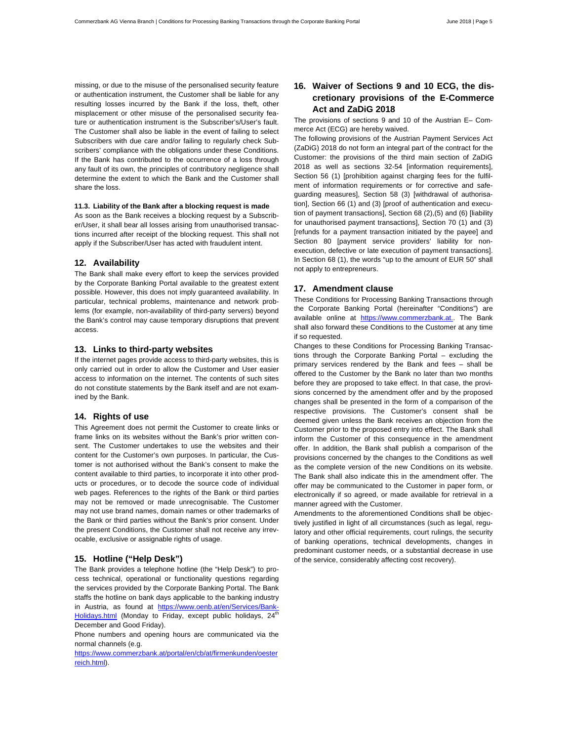missing, or due to the misuse of the personalised security feature or authentication instrument, the Customer shall be liable for any resulting losses incurred by the Bank if the loss, theft, other misplacement or other misuse of the personalised security feature or authentication instrument is the Subscriber's/User's fault. The Customer shall also be liable in the event of failing to select Subscribers with due care and/or failing to regularly check Subscribers' compliance with the obligations under these Conditions. If the Bank has contributed to the occurrence of a loss through any fault of its own, the principles of contributory negligence shall determine the extent to which the Bank and the Customer shall share the loss.

#### 11.3. Liability of the Bank after a blocking request is made

As soon as the Bank receives a blocking request by a Subscriber/User, it shall bear all losses arising from unauthorised transactions incurred after receipt of the blocking request. This shall not apply if the Subscriber/User has acted with fraudulent intent.

## 12. Availability

The Bank shall make every effort to keep the services provided by the Corporate Banking Portal available to the greatest extent possible. However, this does not imply guaranteed availability. In particular, technical problems, maintenance and network problems (for example, non-availability of third-party servers) beyond the Bank's control may cause temporary disruptions that prevent access.

## 13. Links to third-party websites

If the internet pages provide access to third-party websites, this is only carried out in order to allow the Customer and User easier access to information on the internet. The contents of such sites do not constitute statements by the Bank itself and are not examined by the Bank.

## 14. Rights of use

This Agreement does not permit the Customer to create links or frame links on its websites without the Bank's prior written consent. The Customer undertakes to use the websites and their content for the Customer's own purposes. In particular, the Customer is not authorised without the Bank's consent to make the content available to third parties, to incorporate it into other products or procedures, or to decode the source code of individual web pages. References to the rights of the Bank or third parties may not be removed or made unrecognisable. The Customer may not use brand names, domain names or other trademarks of the Bank or third parties without the Bank's prior consent. Under the present Conditions, the Customer shall not receive any irrevocable, exclusive or assignable rights of usage.

## 15. Hotline ("Help Desk")

The Bank provides a telephone hotline (the "Help Desk") to process technical, operational or functionality questions regarding the services provided by the Corporate Banking Portal. The Bank staffs the hotline on bank days applicable to the banking industry in Austria, as found at https://www.oenb.at/en/Services/Bank-Holidays.html (Monday to Friday, except public holidays, 24th December and Good Friday).

Phone numbers and opening hours are communicated via the normal channels (e.g. https://www.commerzbank.at/portal/en/cb/at/firmenkunden/oesterreich.html).

## 16. Waiver of Sections 9 and 10 ECG, the discretionary provisions of the E-Commerce Act and ZaDiG 2018

The provisions of sections 9 and 10 of the Austrian E– Commerce Act (ECG) are hereby waived.

The following provisions of the Austrian Payment Services Act (ZaDiG) 2018 do not form an integral part of the contract for the Customer: the provisions of the third main section of ZaDiG 2018 as well as sections 32-54 [information requirements], Section 56 (1) [prohibition against charging fees for the fulfilment of information requirements or for corrective and safeguarding measures], Section 58 (3) [withdrawal of authorisation], Section 66 (1) and (3) [proof of authentication and execution of payment transactions], Section 68 (2),(5) and (6) [liability for unauthorised payment transactions], Section 70 (1) and (3) [refunds for a payment transaction initiated by the payee] and Section 80 [payment service providers' liability for non-execution, defective or late execution of payment transactions]. In Section 68 (1), the words "up to the amount of EUR 50" shall not apply to entrepreneurs.

## 17. Amendment clause

These Conditions for Processing Banking Transactions through the Corporate Banking Portal (hereinafter "Conditions") are available online at https://www.commerzbank.at.. The Bank shall also forward these Conditions to the Customer at any time if so requested.

Changes to these Conditions for Processing Banking Transactions through the Corporate Banking Portal – excluding the primary services rendered by the Bank and fees – shall be offered to the Customer by the Bank no later than two months before they are proposed to take effect. In that case, the provisions concerned by the amendment offer and by the proposed changes shall be presented in the form of a comparison of the respective provisions. The Customer's consent shall be deemed given unless the Bank receives an objection from the Customer prior to the proposed entry into effect. The Bank shall inform the Customer of this consequence in the amendment offer. In addition, the Bank shall publish a comparison of the provisions concerned by the changes to the Conditions as well as the complete version of the new Conditions on its website. The Bank shall also indicate this in the amendment offer. The offer may be communicated to the Customer in paper form, or electronically if so agreed, or made available for retrieval in a manner agreed with the Customer.

Amendments to the aforementioned Conditions shall be objectively justified in light of all circumstances (such as legal, regulatory and other official requirements, court rulings, the security of banking operations, technical developments, changes in predominant customer needs, or a substantial decrease in use of the service, considerably affecting cost recovery).